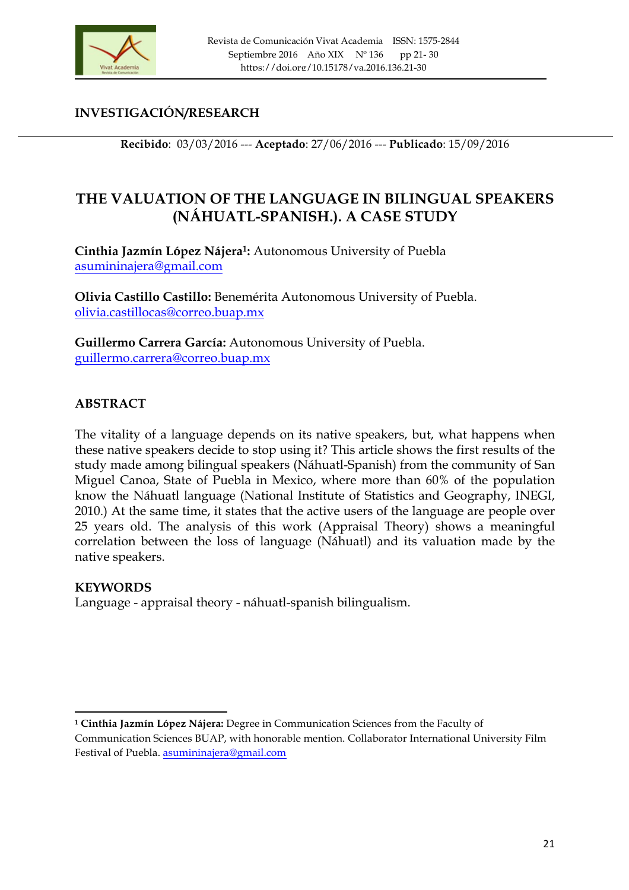**INVESTIGACIÓN/RESEARCH**

**Recibido**: 03/03/2016 --- **Aceptado**: 27/06/2016 --- **Publicado**: 15/09/2016

# THE VALUATION OF THE LANGUAGE IN BILINGUAL SPEAKERS (NÁHUATL-SPANISH.). A CASE STUDY

**Cinthia Jazmín López Nájera[1]:** Autonomous University of Puebla
asumininajera@gmail.com

**Olivia Castillo Castillo:** Benemérita Autonomous University of Puebla.
olivia.castillocas@correo.buap.mx

**Guillermo Carrera García:** Autonomous University of Puebla.
guillermo.carrera@correo.buap.mx

## ABSTRACT

The vitality of a language depends on its native speakers, but, what happens when these native speakers decide to stop using it? This article shows the first results of the study made among bilingual speakers (Náhuatl-Spanish) from the community of San Miguel Canoa, State of Puebla in Mexico, where more than 60% of the population know the Náhuatl language (National Institute of Statistics and Geography, INEGI, 2010.) At the same time, it states that the active users of the language are people over 25 years old. The analysis of this work (Appraisal Theory) shows a meaningful correlation between the loss of language (Náhuatl) and its valuation made by the native speakers.

## KEYWORDS

Language - appraisal theory - náhuatl-spanish bilingualism.

---

[1] **Cinthia Jazmín López Nájera:** Degree in Communication Sciences from the Faculty of Communication Sciences BUAP, with honorable mention. Collaborator International University Film Festival of Puebla. asumininajera@gmail.com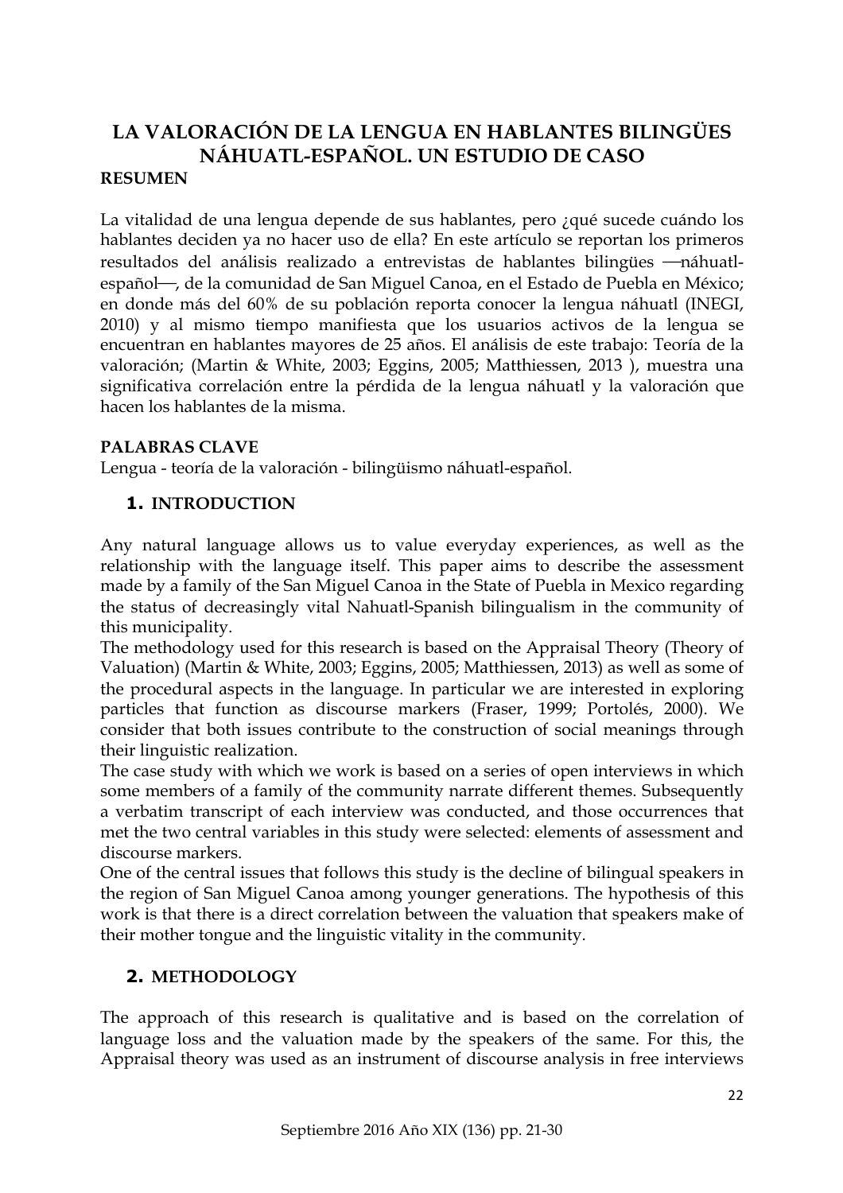# LA VALORACIÓN DE LA LENGUA EN HABLANTES BILINGÜES NÁHUATL-ESPAÑOL. UN ESTUDIO DE CASO

**RESUMEN**

La vitalidad de una lengua depende de sus hablantes, pero ¿qué sucede cuándo los hablantes deciden ya no hacer uso de ella? En este artículo se reportan los primeros resultados del análisis realizado a entrevistas de hablantes bilingües —náhuatl-español—, de la comunidad de San Miguel Canoa, en el Estado de Puebla en México; en donde más del 60% de su población reporta conocer la lengua náhuatl (INEGI, 2010) y al mismo tiempo manifiesta que los usuarios activos de la lengua se encuentran en hablantes mayores de 25 años. El análisis de este trabajo: Teoría de la valoración; (Martin & White, 2003; Eggins, 2005; Matthiessen, 2013 ), muestra una significativa correlación entre la pérdida de la lengua náhuatl y la valoración que hacen los hablantes de la misma.

**PALABRAS CLAVE**

Lengua - teoría de la valoración - bilingüismo náhuatl-español.

## 1. INTRODUCTION

Any natural language allows us to value everyday experiences, as well as the relationship with the language itself. This paper aims to describe the assessment made by a family of the San Miguel Canoa in the State of Puebla in Mexico regarding the status of decreasingly vital Nahuatl-Spanish bilingualism in the community of this municipality.

The methodology used for this research is based on the Appraisal Theory (Theory of Valuation) (Martin & White, 2003; Eggins, 2005; Matthiessen, 2013) as well as some of the procedural aspects in the language. In particular we are interested in exploring particles that function as discourse markers (Fraser, 1999; Portolés, 2000). We consider that both issues contribute to the construction of social meanings through their linguistic realization.

The case study with which we work is based on a series of open interviews in which some members of a family of the community narrate different themes. Subsequently a verbatim transcript of each interview was conducted, and those occurrences that met the two central variables in this study were selected: elements of assessment and discourse markers.

One of the central issues that follows this study is the decline of bilingual speakers in the region of San Miguel Canoa among younger generations. The hypothesis of this work is that there is a direct correlation between the valuation that speakers make of their mother tongue and the linguistic vitality in the community.

## 2. METHODOLOGY

The approach of this research is qualitative and is based on the correlation of language loss and the valuation made by the speakers of the same. For this, the Appraisal theory was used as an instrument of discourse analysis in free interviews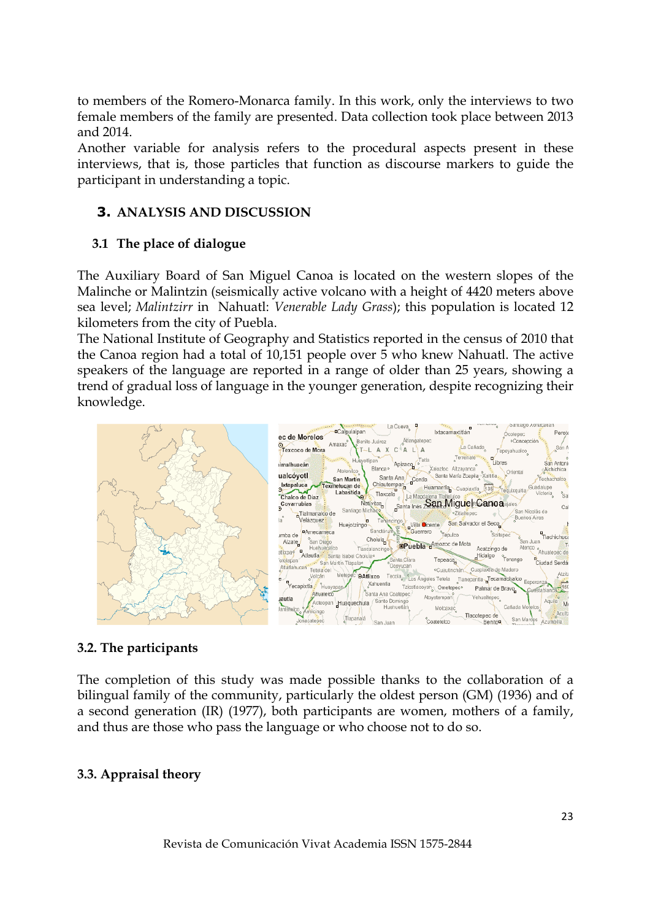to members of the Romero-Monarca family. In this work, only the interviews to two female members of the family are presented. Data collection took place between 2013 and 2014.

Another variable for analysis refers to the procedural aspects present in these interviews, that is, those particles that function as discourse markers to guide the participant in understanding a topic.

## 3. ANALYSIS AND DISCUSSION

### 3.1 The place of dialogue

The Auxiliary Board of San Miguel Canoa is located on the western slopes of the Malinche or Malintzin (seismically active volcano with a height of 4420 meters above sea level; *Malintzirr* in Nahuatl: *Venerable Lady Grass*); this population is located 12 kilometers from the city of Puebla.

The National Institute of Geography and Statistics reported in the census of 2010 that the Canoa region had a total of 10,151 people over 5 who knew Nahuatl. The active speakers of the language are reported in a range of older than 25 years, showing a trend of gradual loss of language in the younger generation, despite recognizing their knowledge.

### 3.2. The participants

The completion of this study was made possible thanks to the collaboration of a bilingual family of the community, particularly the oldest person (GM) (1936) and of a second generation (IR) (1977), both participants are women, mothers of a family, and thus are those who pass the language or who choose not to do so.

### 3.3. Appraisal theory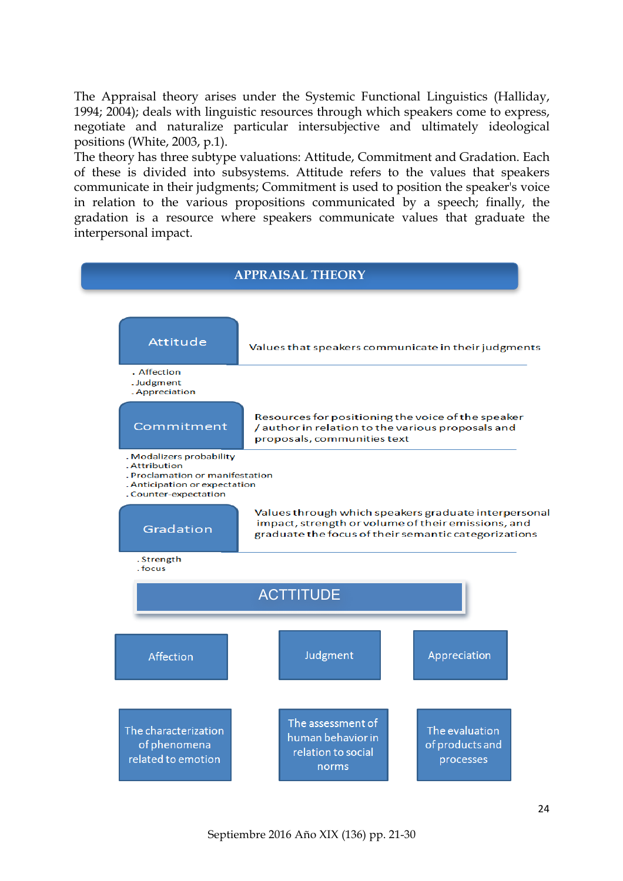The Appraisal theory arises under the Systemic Functional Linguistics (Halliday, 1994; 2004); deals with linguistic resources through which speakers come to express, negotiate and naturalize particular intersubjective and ultimately ideological positions (White, 2003, p.1).

The theory has three subtype valuations: Attitude, Commitment and Gradation. Each of these is divided into subsystems. Attitude refers to the values that speakers communicate in their judgments; Commitment is used to position the speaker's voice in relation to the various propositions communicated by a speech; finally, the gradation is a resource where speakers communicate values that graduate the interpersonal impact.

**APPRAISAL THEORY**

**Attitude** — Values that speakers communicate in their judgments

- Affection
- Judgment
- Appreciation

**Commitment** — Resources for positioning the voice of the speaker / author in relation to the various proposals and proposals, communities text

- Modalizers probability
- Attribution
- Proclamation or manifestation
- Anticipation or expectation
- Counter-expectation

**Gradation** — Values through which speakers graduate interpersonal impact, strength or volume of their emissions, and graduate the focus of their semantic categorizations

- Strength
- focus

**ACTTITUDE**

| Affection | Judgment | Appreciation |
|---|---|---|
| The characterization of phenomena related to emotion | The assessment of human behavior in relation to social norms | The evaluation of products and processes |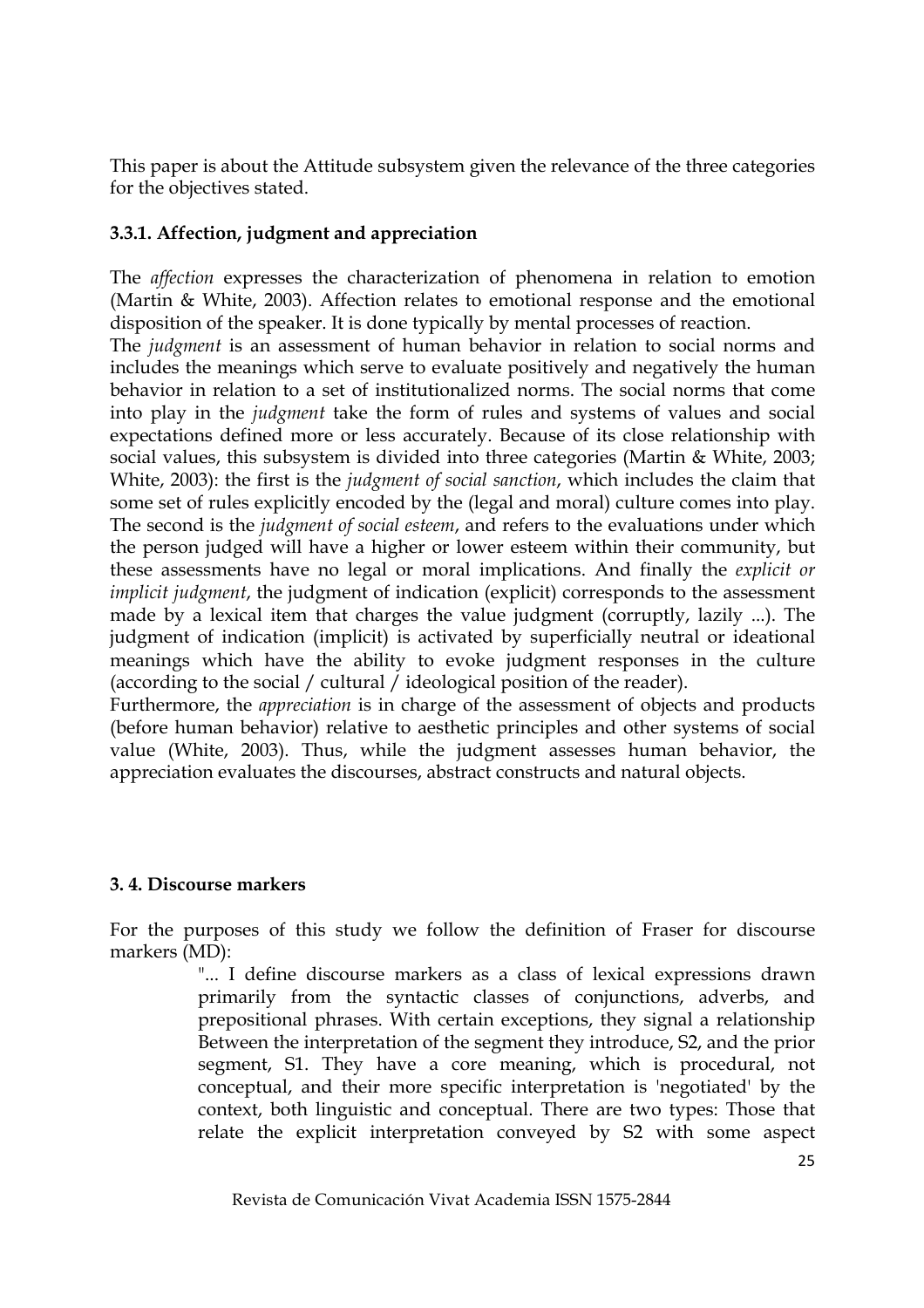This paper is about the Attitude subsystem given the relevance of the three categories for the objectives stated.

### 3.3.1. Affection, judgment and appreciation

The *affection* expresses the characterization of phenomena in relation to emotion (Martin & White, 2003). Affection relates to emotional response and the emotional disposition of the speaker. It is done typically by mental processes of reaction.

The *judgment* is an assessment of human behavior in relation to social norms and includes the meanings which serve to evaluate positively and negatively the human behavior in relation to a set of institutionalized norms. The social norms that come into play in the *judgment* take the form of rules and systems of values and social expectations defined more or less accurately. Because of its close relationship with social values, this subsystem is divided into three categories (Martin & White, 2003; White, 2003): the first is the *judgment of social sanction*, which includes the claim that some set of rules explicitly encoded by the (legal and moral) culture comes into play. The second is the *judgment of social esteem*, and refers to the evaluations under which the person judged will have a higher or lower esteem within their community, but these assessments have no legal or moral implications. And finally the *explicit or implicit judgment*, the judgment of indication (explicit) corresponds to the assessment made by a lexical item that charges the value judgment (corruptly, lazily ...). The judgment of indication (implicit) is activated by superficially neutral or ideational meanings which have the ability to evoke judgment responses in the culture (according to the social / cultural / ideological position of the reader).

Furthermore, the *appreciation* is in charge of the assessment of objects and products (before human behavior) relative to aesthetic principles and other systems of social value (White, 2003). Thus, while the judgment assesses human behavior, the appreciation evaluates the discourses, abstract constructs and natural objects.

## 3. 4. Discourse markers

For the purposes of this study we follow the definition of Fraser for discourse markers (MD):

> "... I define discourse markers as a class of lexical expressions drawn primarily from the syntactic classes of conjunctions, adverbs, and prepositional phrases. With certain exceptions, they signal a relationship Between the interpretation of the segment they introduce, S2, and the prior segment, S1. They have a core meaning, which is procedural, not conceptual, and their more specific interpretation is 'negotiated' by the context, both linguistic and conceptual. There are two types: Those that relate the explicit interpretation conveyed by S2 with some aspect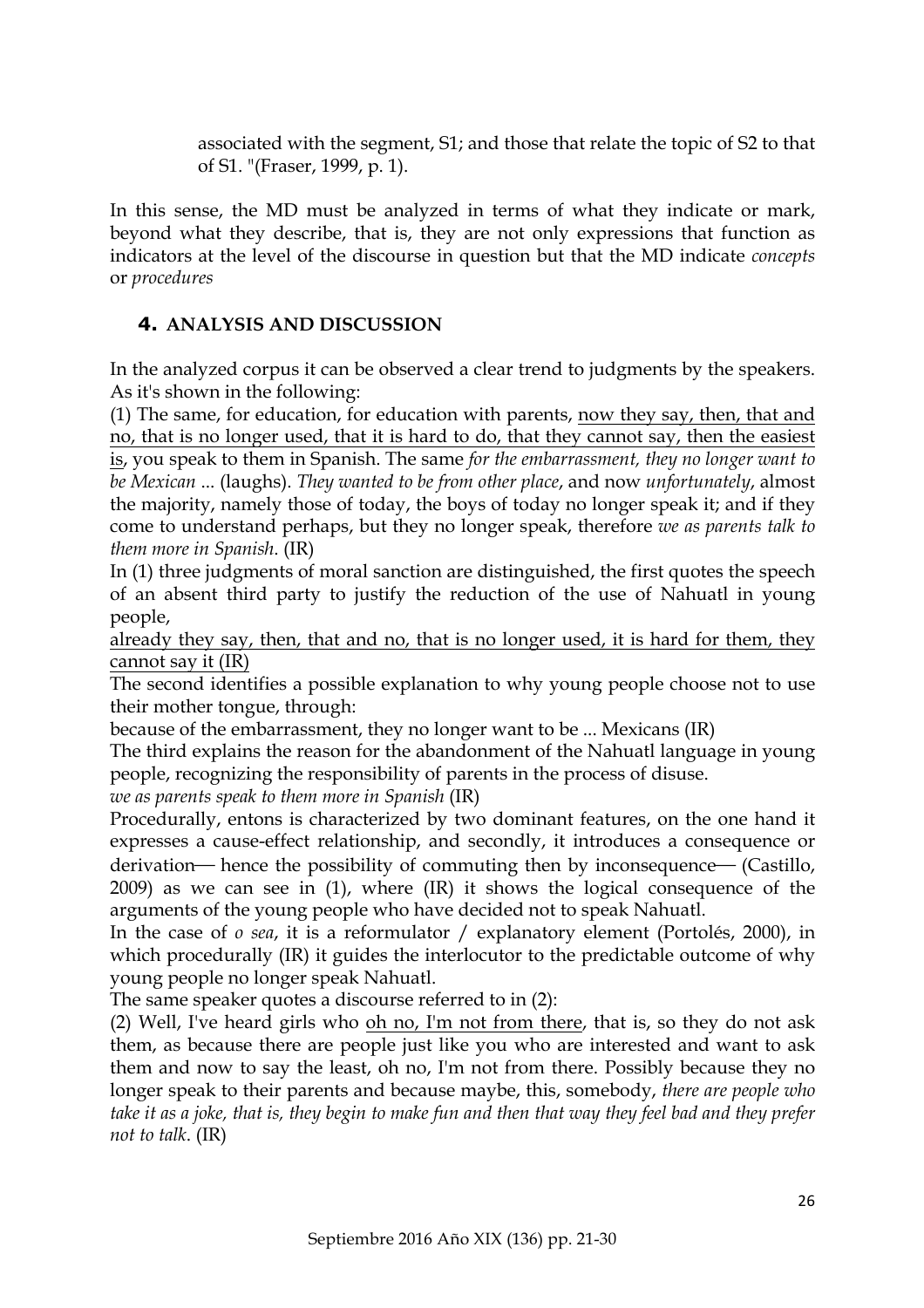associated with the segment, S1; and those that relate the topic of S2 to that of S1. "(Fraser, 1999, p. 1).

In this sense, the MD must be analyzed in terms of what they indicate or mark, beyond what they describe, that is, they are not only expressions that function as indicators at the level of the discourse in question but that the MD indicate *concepts* or *procedures*

## 4. ANALYSIS AND DISCUSSION

In the analyzed corpus it can be observed a clear trend to judgments by the speakers. As it's shown in the following:

(1) The same, for education, for education with parents, <u>now they say, then, that and no, that is no longer used, that it is hard to do, that they cannot say, then the easiest is</u>, you speak to them in Spanish. The same *for the embarrassment, they no longer want to be Mexican* ... (laughs). *They wanted to be from other place*, and now *unfortunately*, almost the majority, namely those of today, the boys of today no longer speak it; and if they come to understand perhaps, but they no longer speak, therefore *we as parents talk to them more in Spanish*. (IR)

In (1) three judgments of moral sanction are distinguished, the first quotes the speech of an absent third party to justify the reduction of the use of Nahuatl in young people,

<u>already they say, then, that and no, that is no longer used, it is hard for them, they cannot say it (IR)</u>

The second identifies a possible explanation to why young people choose not to use their mother tongue, through:

because of the embarrassment, they no longer want to be ... Mexicans (IR)

The third explains the reason for the abandonment of the Nahuatl language in young people, recognizing the responsibility of parents in the process of disuse.

*we as parents speak to them more in Spanish* (IR)

Procedurally, entons is characterized by two dominant features, on the one hand it expresses a cause-effect relationship, and secondly, it introduces a consequence or derivation— hence the possibility of commuting then by inconsequence— (Castillo, 2009) as we can see in (1), where (IR) it shows the logical consequence of the arguments of the young people who have decided not to speak Nahuatl.

In the case of *o sea*, it is a reformulator / explanatory element (Portolés, 2000), in which procedurally (IR) it guides the interlocutor to the predictable outcome of why young people no longer speak Nahuatl.

The same speaker quotes a discourse referred to in (2):

(2) Well, I've heard girls who <u>oh no, I'm not from there</u>, that is, so they do not ask them, as because there are people just like you who are interested and want to ask them and now to say the least, oh no, I'm not from there. Possibly because they no longer speak to their parents and because maybe, this, somebody, *there are people who take it as a joke, that is, they begin to make fun and then that way they feel bad and they prefer not to talk*. (IR)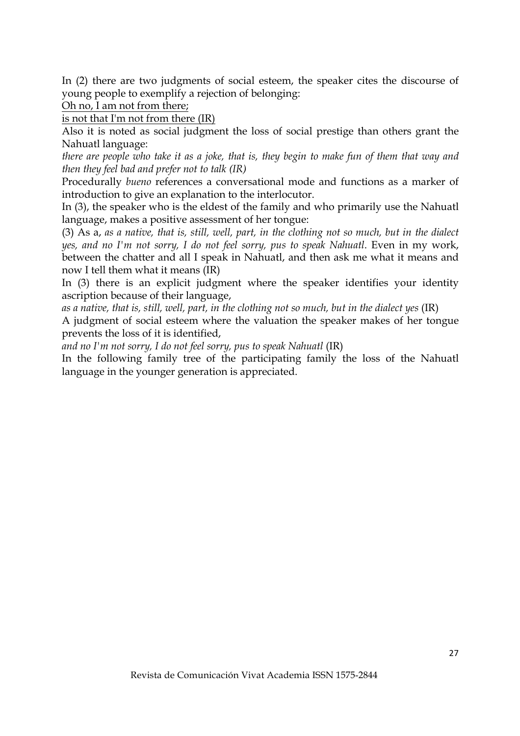In (2) there are two judgments of social esteem, the speaker cites the discourse of young people to exemplify a rejection of belonging:

<u>Oh no, I am not from there;</u>

<u>is not that I'm not from there (IR)</u>

Also it is noted as social judgment the loss of social prestige than others grant the Nahuatl language:

*there are people who take it as a joke, that is, they begin to make fun of them that way and then they feel bad and prefer not to talk (IR)*

Procedurally *bueno* references a conversational mode and functions as a marker of introduction to give an explanation to the interlocutor.

In (3), the speaker who is the eldest of the family and who primarily use the Nahuatl language, makes a positive assessment of her tongue:

(3) As a, *as a native, that is, still, well, part, in the clothing not so much, but in the dialect yes, and no I'm not sorry, I do not feel sorry, pus to speak Nahuatl*. Even in my work, between the chatter and all I speak in Nahuatl, and then ask me what it means and now I tell them what it means (IR)

In (3) there is an explicit judgment where the speaker identifies your identity ascription because of their language,

*as a native, that is, still, well, part, in the clothing not so much, but in the dialect yes* (IR)

A judgment of social esteem where the valuation the speaker makes of her tongue prevents the loss of it is identified,

*and no I'm not sorry, I do not feel sorry, pus to speak Nahuatl* (IR)

In the following family tree of the participating family the loss of the Nahuatl language in the younger generation is appreciated.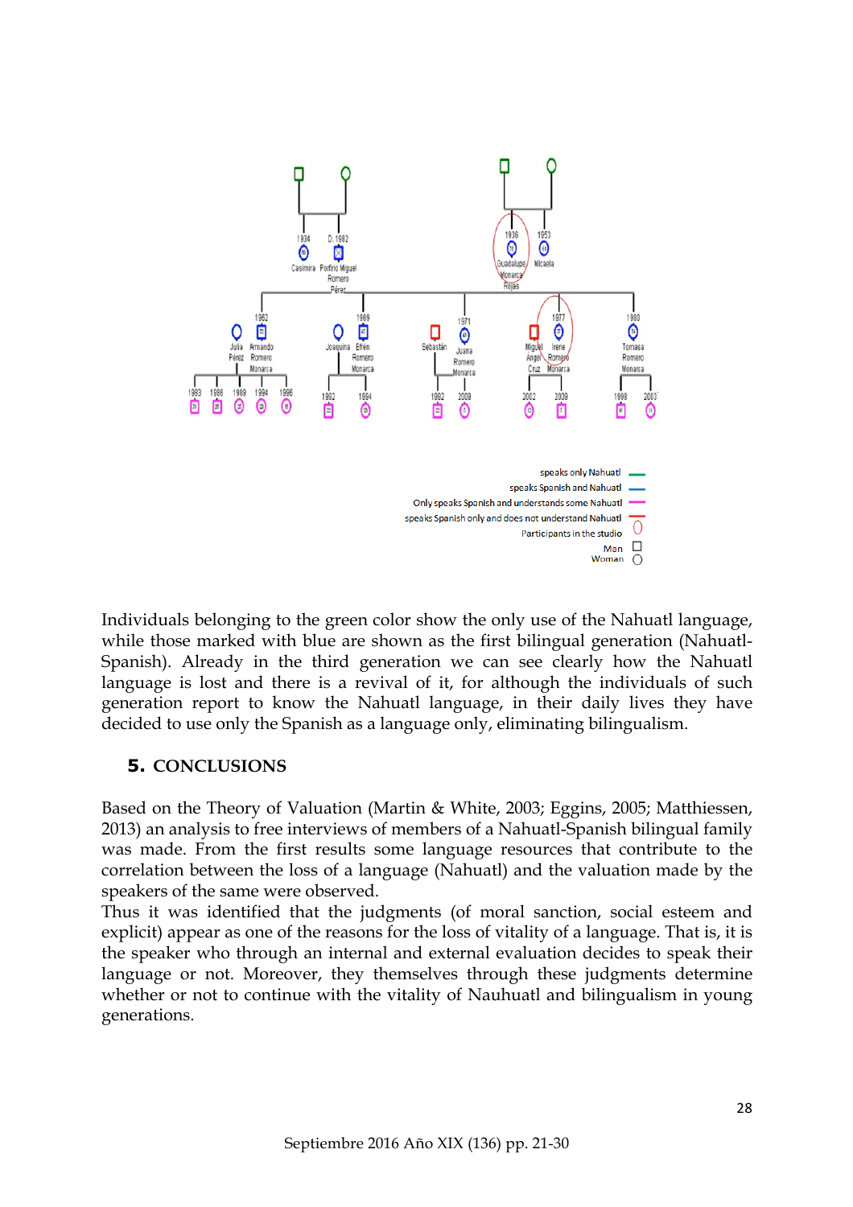Individuals belonging to the green color show the only use of the Nahuatl language, while those marked with blue are shown as the first bilingual generation (Nahuatl-Spanish). Already in the third generation we can see clearly how the Nahuatl language is lost and there is a revival of it, for although the individuals of such generation report to know the Nahuatl language, in their daily lives they have decided to use only the Spanish as a language only, eliminating bilingualism.

## 5. CONCLUSIONS

Based on the Theory of Valuation (Martin & White, 2003; Eggins, 2005; Matthiessen, 2013) an analysis to free interviews of members of a Nahuatl-Spanish bilingual family was made. From the first results some language resources that contribute to the correlation between the loss of a language (Nahuatl) and the valuation made by the speakers of the same were observed.

Thus it was identified that the judgments (of moral sanction, social esteem and explicit) appear as one of the reasons for the loss of vitality of a language. That is, it is the speaker who through an internal and external evaluation decides to speak their language or not. Moreover, they themselves through these judgments determine whether or not to continue with the vitality of Nauhuatl and bilingualism in young generations.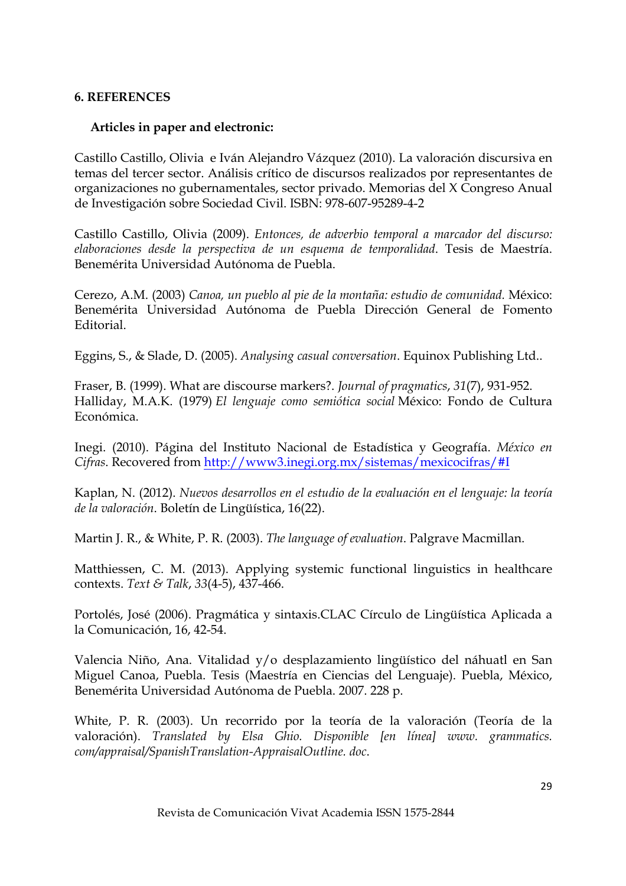### 6. REFERENCES

**Articles in paper and electronic:**

Castillo Castillo, Olivia  e Iván Alejandro Vázquez (2010). La valoración discursiva en temas del tercer sector. Análisis crítico de discursos realizados por representantes de organizaciones no gubernamentales, sector privado. Memorias del X Congreso Anual de Investigación sobre Sociedad Civil. ISBN: 978-607-95289-4-2

Castillo Castillo, Olivia (2009). *Entonces, de adverbio temporal a marcador del discurso: elaboraciones desde la perspectiva de un esquema de temporalidad*. Tesis de Maestría. Benemérita Universidad Autónoma de Puebla.

Cerezo, A.M. (2003) *Canoa, un pueblo al pie de la montaña: estudio de comunidad*. México: Benemérita Universidad Autónoma de Puebla Dirección General de Fomento Editorial.

Eggins, S., & Slade, D. (2005). *Analysing casual conversation*. Equinox Publishing Ltd..

Fraser, B. (1999). What are discourse markers?. *Journal of pragmatics*, *31*(7), 931-952.
Halliday, M.A.K. (1979) *El lenguaje como semiótica social* México: Fondo de Cultura Económica.

Inegi. (2010). Página del Instituto Nacional de Estadística y Geografía. *México en Cifras*. Recovered from http://www3.inegi.org.mx/sistemas/mexicocifras/#I

Kaplan, N. (2012). *Nuevos desarrollos en el estudio de la evaluación en el lenguaje: la teoría de la valoración*. Boletín de Lingüística, 16(22).

Martin J. R., & White, P. R. (2003). *The language of evaluation*. Palgrave Macmillan.

Matthiessen, C. M. (2013). Applying systemic functional linguistics in healthcare contexts. *Text & Talk*, *33*(4-5), 437-466.

Portolés, José (2006). Pragmática y sintaxis.CLAC Círculo de Lingüística Aplicada a la Comunicación, 16, 42-54.

Valencia Niño, Ana. Vitalidad y/o desplazamiento lingüístico del náhuatl en San Miguel Canoa, Puebla. Tesis (Maestría en Ciencias del Lenguaje). Puebla, México, Benemérita Universidad Autónoma de Puebla. 2007. 228 p.

White, P. R. (2003). Un recorrido por la teoría de la valoración (Teoría de la valoración). *Translated by Elsa Ghio. Disponible [en línea] www. grammatics. com/appraisal/SpanishTranslation-AppraisalOutline. doc*.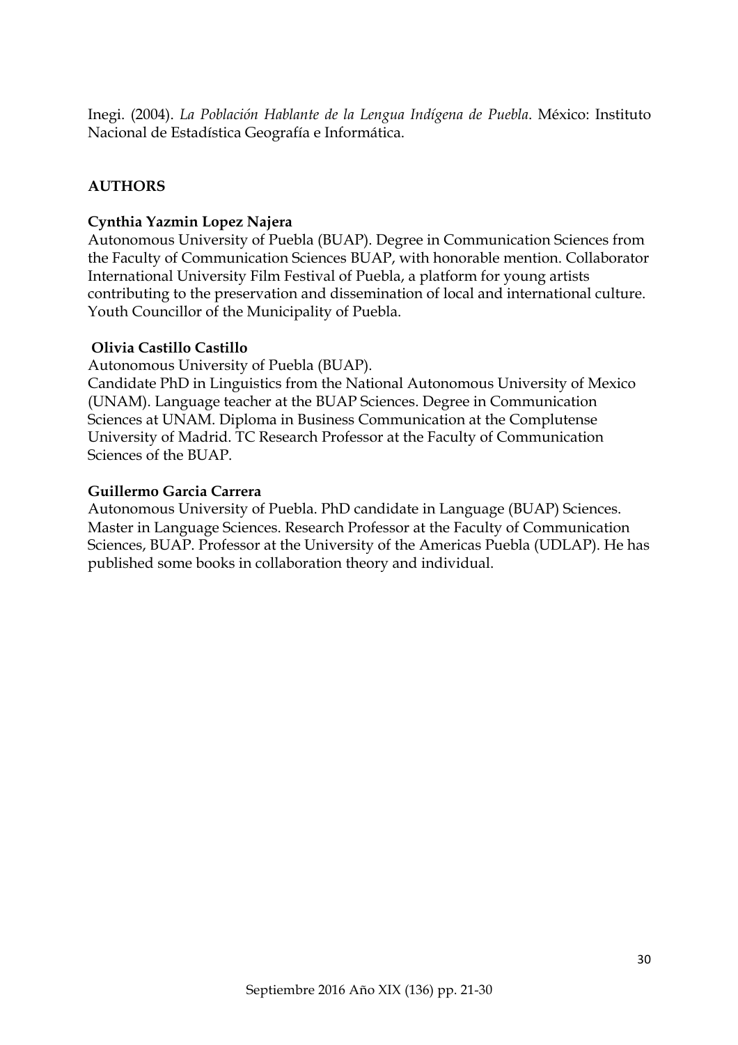Inegi. (2004). *La Población Hablante de la Lengua Indígena de Puebla*. México: Instituto Nacional de Estadística Geografía e Informática.

## AUTHORS

**Cynthia Yazmin Lopez Najera**
Autonomous University of Puebla (BUAP). Degree in Communication Sciences from the Faculty of Communication Sciences BUAP, with honorable mention. Collaborator International University Film Festival of Puebla, a platform for young artists contributing to the preservation and dissemination of local and international culture. Youth Councillor of the Municipality of Puebla.

**Olivia Castillo Castillo**
Autonomous University of Puebla (BUAP).
Candidate PhD in Linguistics from the National Autonomous University of Mexico (UNAM). Language teacher at the BUAP Sciences. Degree in Communication Sciences at UNAM. Diploma in Business Communication at the Complutense University of Madrid. TC Research Professor at the Faculty of Communication Sciences of the BUAP.

**Guillermo Garcia Carrera**
Autonomous University of Puebla. PhD candidate in Language (BUAP) Sciences. Master in Language Sciences. Research Professor at the Faculty of Communication Sciences, BUAP. Professor at the University of the Americas Puebla (UDLAP). He has published some books in collaboration theory and individual.